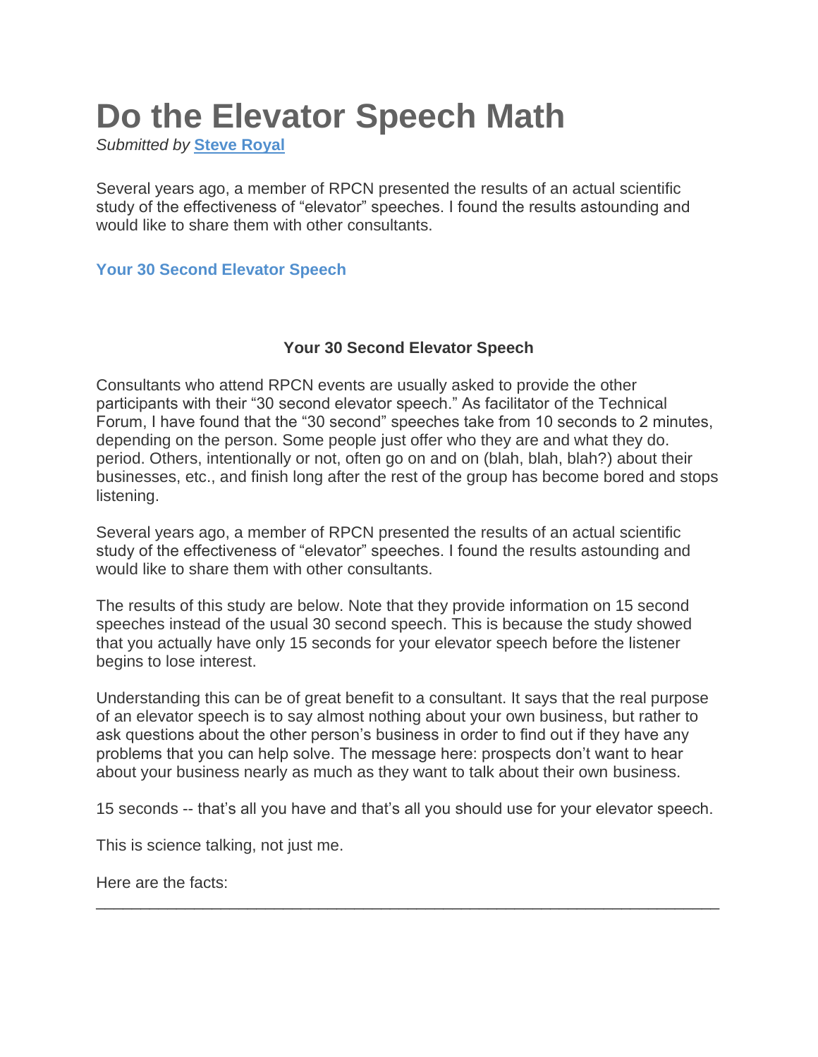# Do the Elevator Speech Math

*Submitted by* **[Steve Royal]**

Several years ago, a member of RPCN presented the results of an actual scientific study of the effectiveness of "elevator" speeches. I found the results astounding and would like to share them with other consultants.

**Your 30 Second Elevator Speech**

### Your 30 Second Elevator Speech

Consultants who attend RPCN events are usually asked to provide the other participants with their "30 second elevator speech." As facilitator of the Technical Forum, I have found that the "30 second" speeches take from 10 seconds to 2 minutes, depending on the person. Some people just offer who they are and what they do. period. Others, intentionally or not, often go on and on (blah, blah, blah?) about their businesses, etc., and finish long after the rest of the group has become bored and stops listening.

Several years ago, a member of RPCN presented the results of an actual scientific study of the effectiveness of "elevator" speeches. I found the results astounding and would like to share them with other consultants.

The results of this study are below. Note that they provide information on 15 second speeches instead of the usual 30 second speech. This is because the study showed that you actually have only 15 seconds for your elevator speech before the listener begins to lose interest.

Understanding this can be of great benefit to a consultant. It says that the real purpose of an elevator speech is to say almost nothing about your own business, but rather to ask questions about the other person's business in order to find out if they have any problems that you can help solve. The message here: prospects don't want to hear about your business nearly as much as they want to talk about their own business.

15 seconds -- that's all you have and that's all you should use for your elevator speech.

This is science talking, not just me.

Here are the facts:

---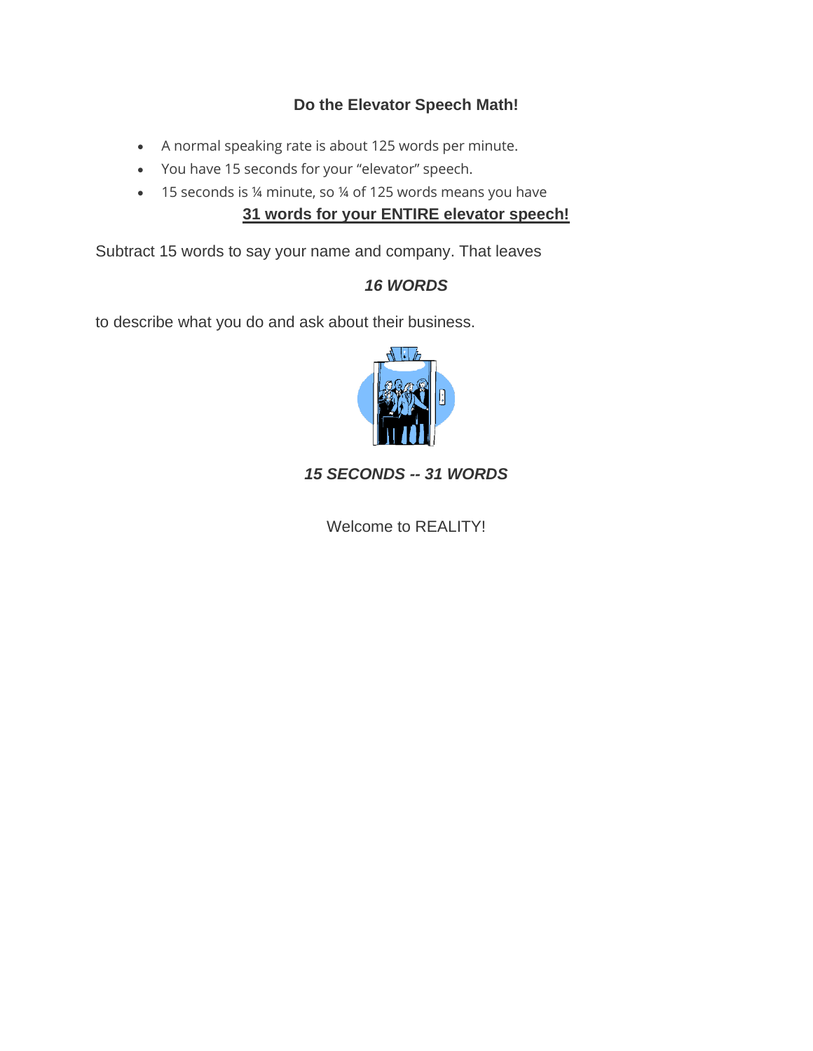## Do the Elevator Speech Math!

- A normal speaking rate is about 125 words per minute.
- You have 15 seconds for your "elevator" speech.
- 15 seconds is ¼ minute, so ¼ of 125 words means you have

**31 words for your ENTIRE elevator speech!**

Subtract 15 words to say your name and company. That leaves

***16 WORDS***

to describe what you do and ask about their business.

***15 SECONDS -- 31 WORDS***

Welcome to REALITY!